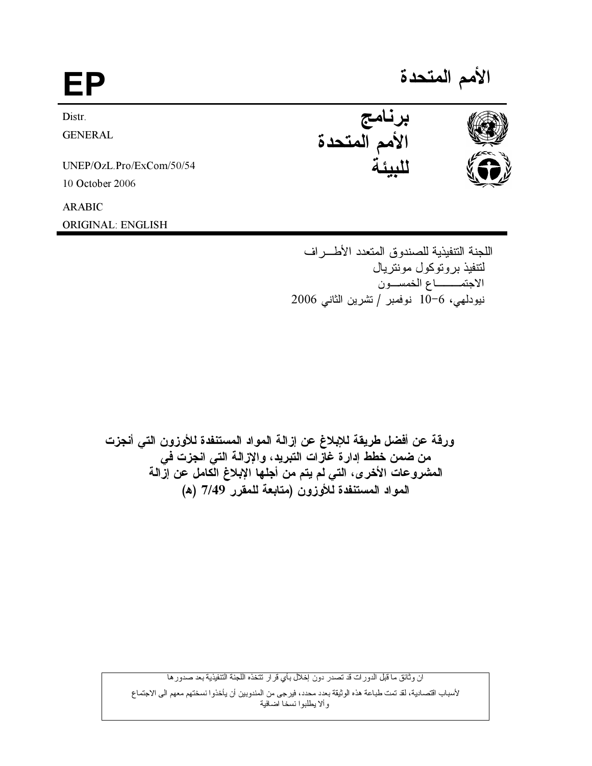# EP

# الأمم المتحدة

Distr.
GENERAL

UNEP/OzL.Pro/ExCom/50/54
10 October 2006

ARABIC
ORIGINAL: ENGLISH

**برنامج الأمم المتحدة للبيئة**

اللجنة التنفيذية للصندوق المتعدد الأطـــراف
لتنفيذ بروتوكول مونتريال
الاجتمـــــــاع الخمســون
نيودلهي، 6-10 نوفمبر / تشرين الثاني 2006

## ورقة عن أفضل طريقة للإبلاغ عن إزالة المواد المستنفدة للأوزون التي أنجزت من ضمن خطط إدارة غازات التبريد، والإزالة التي انجزت في المشروعات الأخرى، التي لم يتم من أجلها الإبلاغ الكامل عن إزالة المواد المستنفدة للأوزون (متابعة للمقرر 7/49 (هـ)

ان وثائق ما قبل الدورات قد تصدر دون إخلال بأي قرار تتخذه اللجنة التنفيذية بعد صدورها

لأسباب اقتصادية، لقد تمت طباعة هذه الوثيقة بعدد محدد، فيرجى من المندوبين أن يأخذوا نسختهم معهم الى الاجتماع وألا يطلبوا نسخا اضافية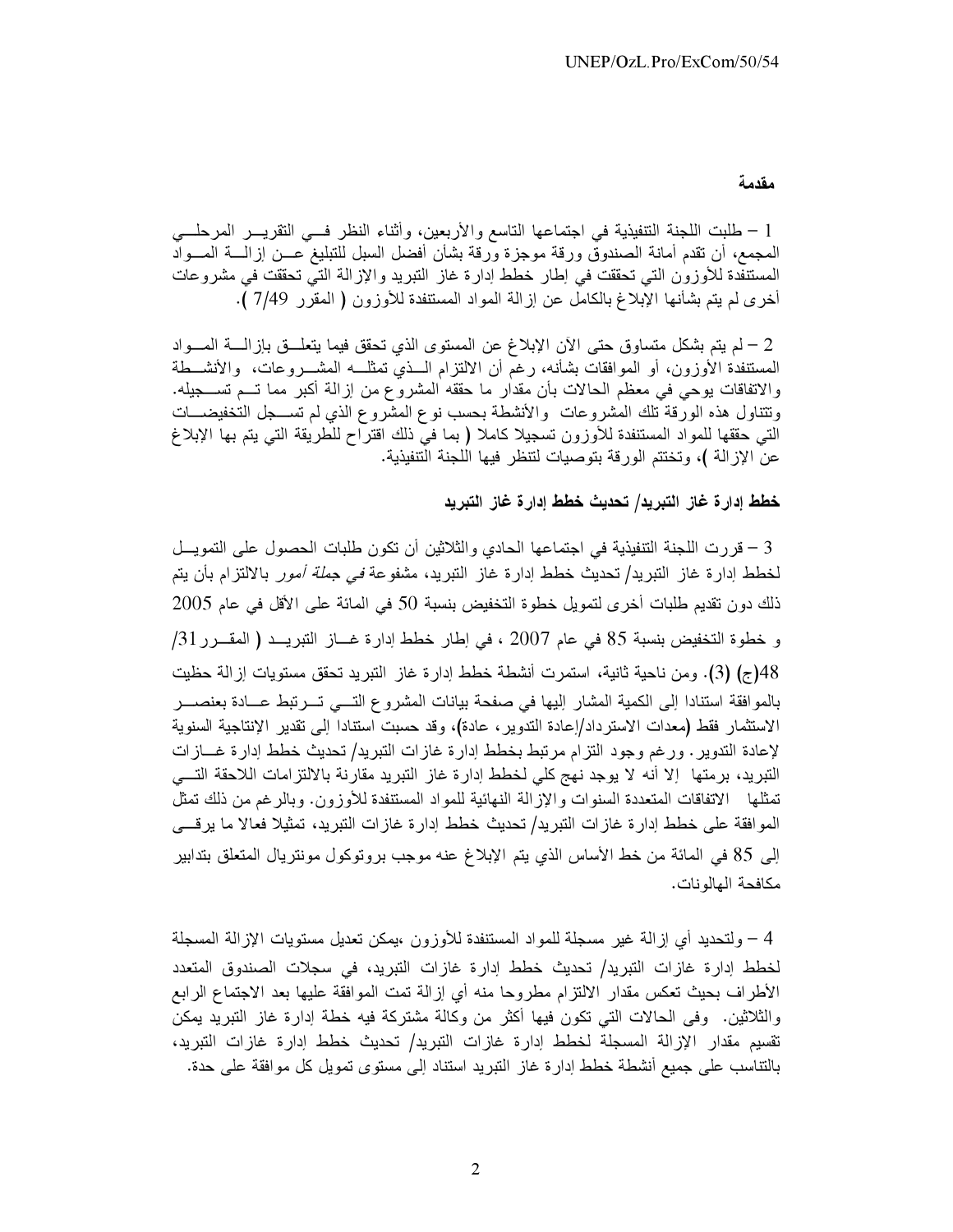## مقدمة

1 – طلبت اللجنة التنفيذية في اجتماعها التاسع والأربعين، وأثناء النظر في التقرير المرحلي المجمع، أن تقدم أمانة الصندوق ورقة موجزة ورقة بشأن أفضل السبل للتبليغ عن إزالة المواد المستنفدة للأوزون التي تحققت في إطار خطط إدارة غاز التبريد والإزالة التي تحققت في مشروعات أخرى لم يتم بشأنها الإبلاغ بالكامل عن إزالة المواد المستنفدة للأوزون ( المقرر 7/49 ).

2 – لم يتم بشكل متساوق حتى الآن الإبلاغ عن المستوى الذي تحقق فيما يتعلق بإزالة المواد المستنفدة الأوزون، أو الموافقات بشأنه، رغم أن الالتزام الذي تمثله المشروعات، والأنشطة والاتفاقات يوحي في معظم الحالات بأن مقدار ما حققه المشروع من إزالة أكبر مما تم تسجيله. وتتناول هذه الورقة تلك المشروعات والأنشطة بحسب نوع المشروع الذي لم تسجل التخفيضات التي حققها للمواد المستنفدة للأوزون تسجيلا كاملا ( بما في ذلك اقتراح للطريقة التي يتم بها الإبلاغ عن الإزالة )، وتختتم الورقة بتوصيات لتنظر فيها اللجنة التنفيذية.

### خطط إدارة غاز التبريد/ تحديث خطط إدارة غاز التبريد

3 – قررت اللجنة التنفيذية في اجتماعها الحادي والثلاثين أن تكون طلبات الحصول على التمويل لخطط إدارة غاز التبريد/ تحديث خطط إدارة غاز التبريد، مشفوعة *في جملة أمور* بالالتزام بأن يتم ذلك دون تقديم طلبات أخرى لتمويل خطوة التخفيض بنسبة 50 في المائة على الأقل في عام 2005 و خطوة التخفيض بنسبة 85 في عام 2007 ، في إطار خطط إدارة غاز التبريد ( المقرر 31/ 48(ج) (3). ومن ناحية ثانية، استمرت أنشطة خطط إدارة غاز التبريد تحقق مستويات إزالة حظيت بالموافقة استنادا إلى الكمية المشار إليها في صفحة بيانات المشروع التي ترتبط عادة بعنصر الاستثمار فقط (معدات الاسترداد/إعادة التدوير، عادة)، وقد حسبت استنادا إلى تقدير الإنتاجية السنوية لإعادة التدوير. ورغم وجود التزام مرتبط بخطط إدارة غازات التبريد/ تحديث خطط إدارة غازات التبريد، برمتها إلا أنه لا يوجد نهج كلي لخطط إدارة غاز التبريد مقارنة بالالتزامات اللاحقة التي تمثلها الاتفاقات المتعددة السنوات والإزالة النهائية للمواد المستنفدة للأوزون. وبالرغم من ذلك تمثل الموافقة على خطط إدارة غازات التبريد/ تحديث خطط إدارة غازات التبريد، تمثيلا فعالا ما يرقى إلى 85 في المائة من خط الأساس الذي يتم الإبلاغ عنه موجب بروتوكول مونتريال المتعلق بتدابير مكافحة الهالونات.

4 – ولتحديد أي إزالة غير مسجلة للمواد المستنفدة للأوزون ،يمكن تعديل مستويات الإزالة المسجلة لخطط إدارة غازات التبريد/ تحديث خطط إدارة غازات التبريد، في سجلات الصندوق المتعدد الأطراف بحيث تعكس مقدار الالتزام مطروحا منه أي إزالة تمت الموافقة عليها بعد الاجتماع الرابع والثلاثين. وفى الحالات التي تكون فيها أكثر من وكالة مشتركة فيه خطة إدارة غاز التبريد يمكن تقسيم مقدار الإزالة المسجلة لخطط إدارة غازات التبريد/ تحديث خطط إدارة غازات التبريد، بالتناسب على جميع أنشطة خطط إدارة غاز التبريد استناد إلى مستوى تمويل كل موافقة على حدة.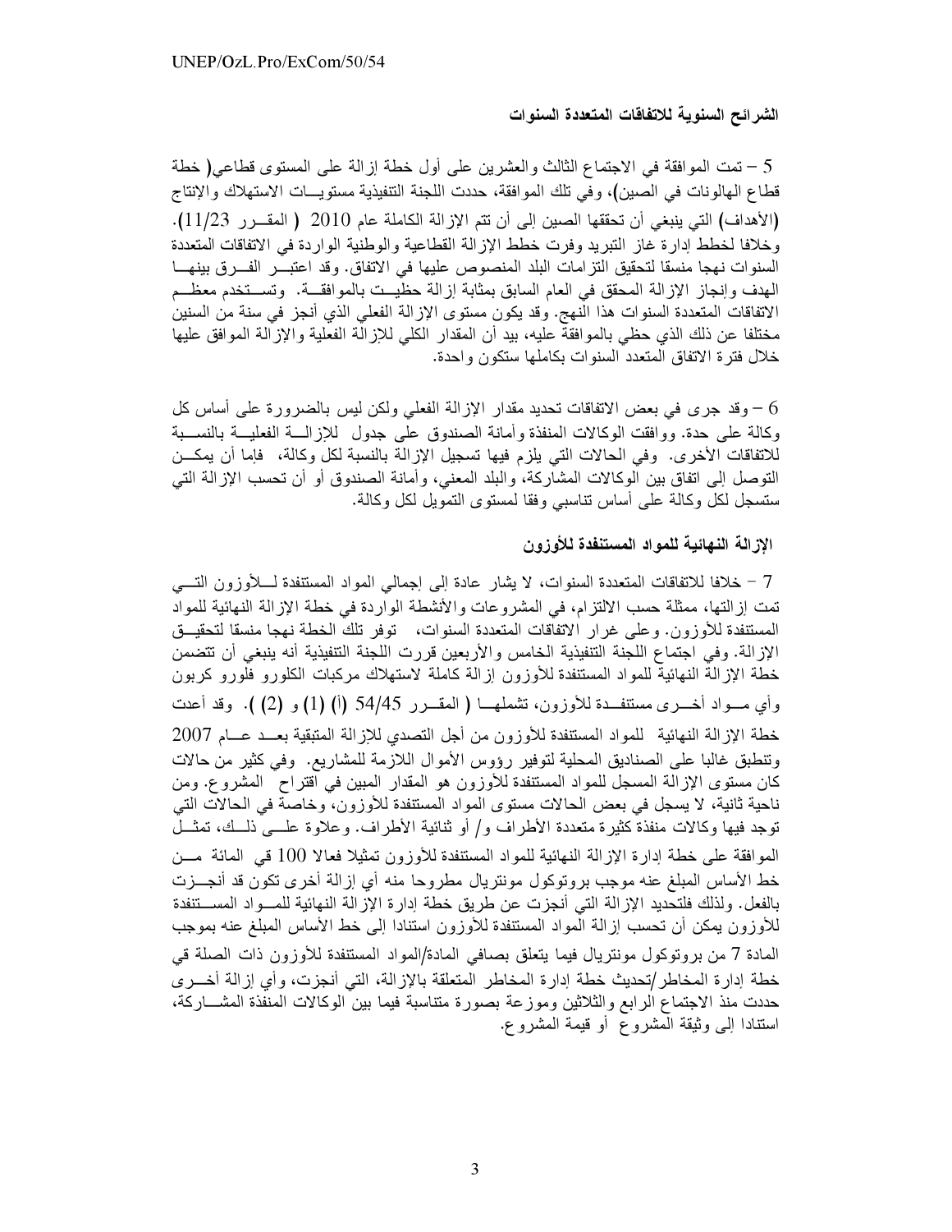### الشرائح السنوية للاتفاقات المتعددة السنوات

5 – تمت الموافقة في الاجتماع الثالث والعشرين على أول خطة إزالة على المستوى قطاعي( خطة قطاع الهالونات في الصين)، وفي تلك الموافقة، حددت اللجنة التنفيذية مستويات الاستهلاك والإنتاج (الأهداف) التي ينبغي أن تحققها الصين إلى أن تتم الإزالة الكاملة عام 2010 ( المقرر 11/23). وخلافا لخطط إدارة غاز التبريد وفرت خطط الإزالة القطاعية والوطنية الواردة في الاتفاقات المتعددة السنوات نهجا منسقا لتحقيق التزامات البلد المنصوص عليها في الاتفاق. وقد اعتبر الفرق بينها الهدف وإنجاز الإزالة المحقق في العام السابق بمثابة إزالة حظيت بالموافقة. وتستخدم معظم الاتفاقات المتعددة السنوات هذا النهج. وقد يكون مستوى الإزالة الفعلي الذي أنجز في سنة من السنين مختلفا عن ذلك الذي حظي بالموافقة عليه، بيد أن المقدار الكلي للإزالة الفعلية والإزالة الموافق عليها خلال فترة الاتفاق المتعدد السنوات بكاملها ستكون واحدة.

6 – وقد جرى في بعض الاتفاقات تحديد مقدار الإزالة الفعلي ولكن ليس بالضرورة على أساس كل وكالة على حدة. ووافقت الوكالات المنفذة وأمانة الصندوق على جدول للإزالة الفعلية بالنسبة للاتفاقات الأخرى. وفي الحالات التي يلزم فيها تسجيل الإزالة بالنسبة لكل وكالة، فإما أن يمكن التوصل إلى اتفاق بين الوكالات المشاركة، والبلد المعني، وأمانة الصندوق أو أن تحسب الإزالة التي ستسجل لكل وكالة على أساس تناسبي وفقا لمستوى التمويل لكل وكالة.

### الإزالة النهائية للمواد المستنفدة للأوزون

7 – خلافا للاتفاقات المتعددة السنوات، لا يشار عادة إلى إجمالي المواد المستنفدة للأوزون التي تمت إزالتها، ممثلة حسب الالتزام، في المشروعات والأنشطة الواردة في خطة الإزالة النهائية للمواد المستنفدة للأوزون. وعلى غرار الاتفاقات المتعددة السنوات، توفر تلك الخطة نهجا منسقا لتحقيق الإزالة. وفي اجتماع اللجنة التنفيذية الخامس والأربعين قررت اللجنة التنفيذية أنه ينبغي أن تتضمن خطة الإزالة النهائية للمواد المستنفدة للأوزون إزالة كاملة لاستهلاك مركبات الكلورو فلورو كربون وأي مواد أخرى مستنفدة للأوزون، تشملها ( المقرر 54/45 (أ) (1) و (2) ). وقد أعدت خطة الإزالة النهائية للمواد المستنفدة للأوزون من أجل التصدي للإزالة المتبقية بعد عام 2007 وتنطبق غالبا على الصناديق المحلية لتوفير رؤوس الأموال اللازمة للمشاريع. وفي كثير من حالات كان مستوى الإزالة المسجل للمواد المستنفدة للأوزون هو المقدار المبين في اقتراح المشروع. ومن ناحية ثانية، لا يسجل في بعض الحالات مستوى المواد المستنفدة للأوزون، وخاصة في الحالات التي توجد فيها وكالات منفذة كثيرة متعددة الأطراف و/ أو ثنائية الأطراف. وعلاوة على ذلك، تمثل الموافقة على خطة إدارة الإزالة النهائية للمواد المستنفدة للأوزون تمثيلا فعالا 100 في المائة من خط الأساس المبلغ عنه موجب بروتوكول مونتريال مطروحا منه أي إزالة أخرى تكون قد أنجزت بالفعل. ولذلك فلتحديد الإزالة التي أنجزت عن طريق خطة إدارة الإزالة النهائية للمواد المستنفدة للأوزون يمكن أن تحسب إزالة المواد المستنفدة للأوزون استنادا إلى خط الأساس المبلغ عنه بموجب المادة 7 من بروتوكول مونتريال فيما يتعلق بصافي المادة/المواد المستنفدة للأوزون ذات الصلة في خطة إدارة المخاطر/تحديث خطة إدارة المخاطر المتعلقة بالإزالة، التي أنجزت، وأي إزالة أخرى حددت منذ الاجتماع الرابع والثلاثين وموزعة بصورة متناسبة فيما بين الوكالات المنفذة المشاركة، استنادا إلى وثيقة المشروع أو قيمة المشروع.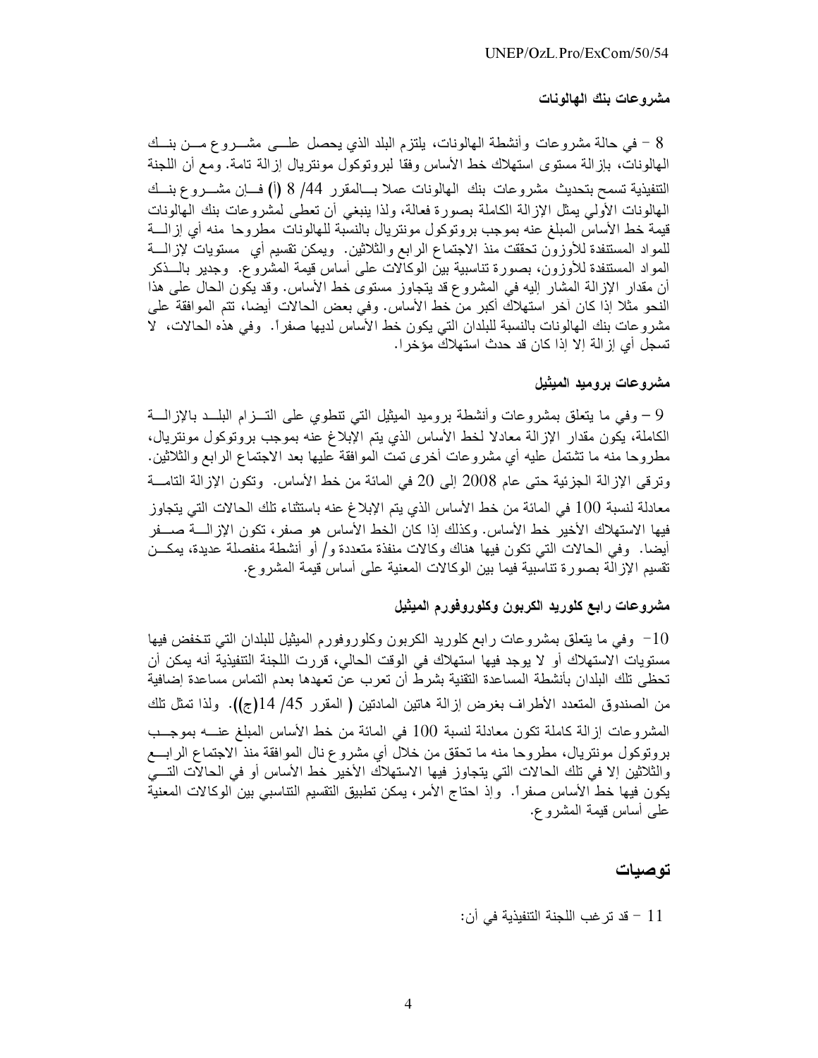**مشروعات بنك الهالونات**

8 – في حالة مشروعات وأنشطة الهالونات، يلتزم البلد الذي يحصل على مشروع من بنك الهالونات، بإزالة مستوى استهلاك خط الأساس وفقا لبروتوكول مونتريال إزالة تامة. ومع أن اللجنة التنفيذية تسمح بتحديث مشروعات بنك الهالونات عملا بالمقرر 44/ 8 (أ) فإن مشروع بنك الهالونات الأولي يمثل الإزالة الكاملة بصورة فعالة، ولذا ينبغي أن تعطى لمشروعات بنك الهالونات قيمة خط الأساس المبلغ عنه بموجب بروتوكول مونتريال بالنسبة للهالونات مطروحا منه أي إزالة للمواد المستنفدة للأوزون تحققت منذ الاجتماع الرابع والثلاثين. ويمكن تقسيم أي مستويات لإزالة المواد المستنفدة للأوزون، بصورة تناسبية بين الوكالات على أساس قيمة المشروع. وجدير بالذكر أن مقدار الإزالة المشار إليه في المشروع قد يتجاوز مستوى خط الأساس. وقد يكون الحال على هذا النحو مثلا إذا كان آخر استهلاك أكبر من خط الأساس. وفي بعض الحالات أيضا، تتم الموافقة على مشروعات بنك الهالونات بالنسبة للبلدان التي يكون خط الأساس لديها صفراً. وفي هذه الحالات، لا تسجل أي إزالة إلا إذا كان قد حدث استهلاك مؤخرا.

**مشروعات بروميد الميثيل**

9 – وفي ما يتعلق بمشروعات وأنشطة بروميد الميثيل التي تنطوي على التزام البلد بالإزالة الكاملة، يكون مقدار الإزالة معادلا لخط الأساس الذي يتم الإبلاغ عنه بموجب بروتوكول مونتريال، مطروحا منه ما تشتمل عليه أي مشروعات أخرى تمت الموافقة عليها بعد الاجتماع الرابع والثلاثين. وترقى الإزالة الجزئية حتى عام 2008 إلى 20 في المائة من خط الأساس. وتكون الإزالة التامة معادلة لنسبة 100 في المائة من خط الأساس الذي يتم الإبلاغ عنه باستثناء تلك الحالات التي يتجاوز فيها الاستهلاك الأخير خط الأساس. وكذلك إذا كان الخط الأساس هو صفر، تكون الإزالة صفر أيضا. وفي الحالات التي تكون فيها هناك وكالات منفذة متعددة و/ أو أنشطة منفصلة عديدة، يمكن تقسيم الإزالة بصورة تناسبية فيما بين الوكالات المعنية على أساس قيمة المشروع.

**مشروعات رابع كلوريد الكربون وكلوروفورم الميثيل**

10– وفي ما يتعلق بمشروعات رابع كلوريد الكربون وكلوروفورم الميثيل للبلدان التي تنخفض فيها مستويات الاستهلاك أو لا يوجد فيها استهلاك في الوقت الحالي، قررت اللجنة التنفيذية أنه يمكن أن تحظى تلك البلدان بأنشطة المساعدة التقنية بشرط أن تعرب عن تعهدها بعدم التماس مساعدة إضافية من الصندوق المتعدد الأطراف بغرض إزالة هاتين المادتين ( المقرر 45/ 14(ج)). ولذا تمثل تلك المشروعات إزالة كاملة تكون معادلة لنسبة 100 في المائة من خط الأساس المبلغ عنه بموجب بروتوكول مونتريال، مطروحا منه ما تحقق من خلال أي مشروع نال الموافقة منذ الاجتماع الرابع والثلاثين إلا في تلك الحالات التي يتجاوز فيها الاستهلاك الأخير خط الأساس أو في الحالات التي يكون فيها خط الأساس صفراً. وإذ احتاج الأمر، يمكن تطبيق التقسيم التناسبي بين الوكالات المعنية على أساس قيمة المشروع.

## توصيات

11 – قد ترغب اللجنة التنفيذية في أن: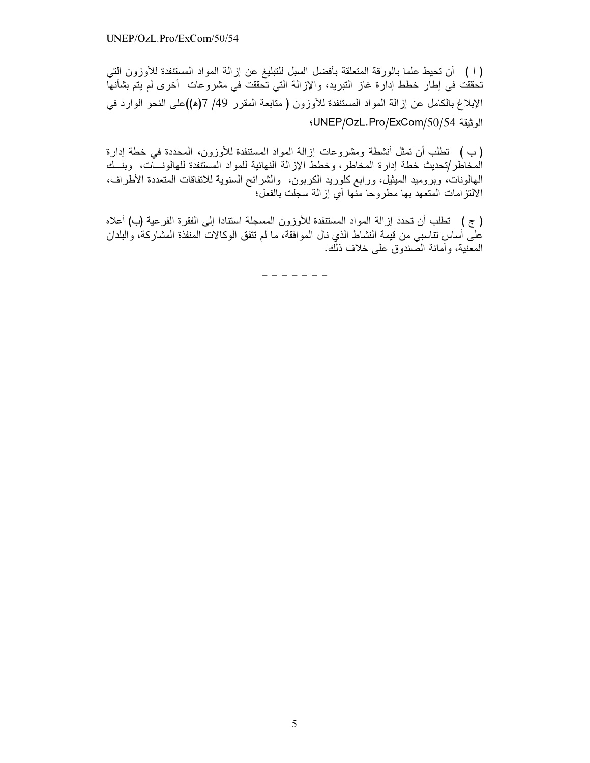( ا ) أن تحيط علما بالورقة المتعلقة بأفضل السبل للتبليغ عن إزالة المواد المستنفدة للأوزون التي تحققت في إطار خطط إدارة غاز التبريد، والإزالة التي تحققت في مشروعات أخرى لم يتم بشأنها الإبلاغ بالكامل عن إزالة المواد المستنفدة للأوزون ( متابعة المقرر 49/ 7(هـ))على النحو الوارد في الوثيقة UNEP/OzL.Pro/ExCom/50/54؛

( ب ) تطلب أن تمثل أنشطة ومشروعات إزالة المواد المستنفدة للأوزون، المحددة في خطة إدارة المخاطر/تحديث خطة إدارة المخاطر، وخطط الإزالة النهائية للمواد المستنفدة للهالونات، وبنك الهالونات، وبروميد الميثيل، ورابع كلوريد الكربون، والشرائح السنوية للاتفاقات المتعددة الأطراف، الالتزامات المتعهد بها مطروحا منها أي إزالة سجلت بالفعل؛

( ج ) تطلب أن تحدد إزالة المواد المستنفدة للأوزون المسجلة استنادا إلى الفقرة الفرعية (ب) أعلاه على أساس تناسبي من قيمة النشاط الذي نال الموافقة، ما لم تتفق الوكالات المنفذة المشاركة، والبلدان المعنية، وأمانة الصندوق على خلاف ذلك.

\- - - - - - -